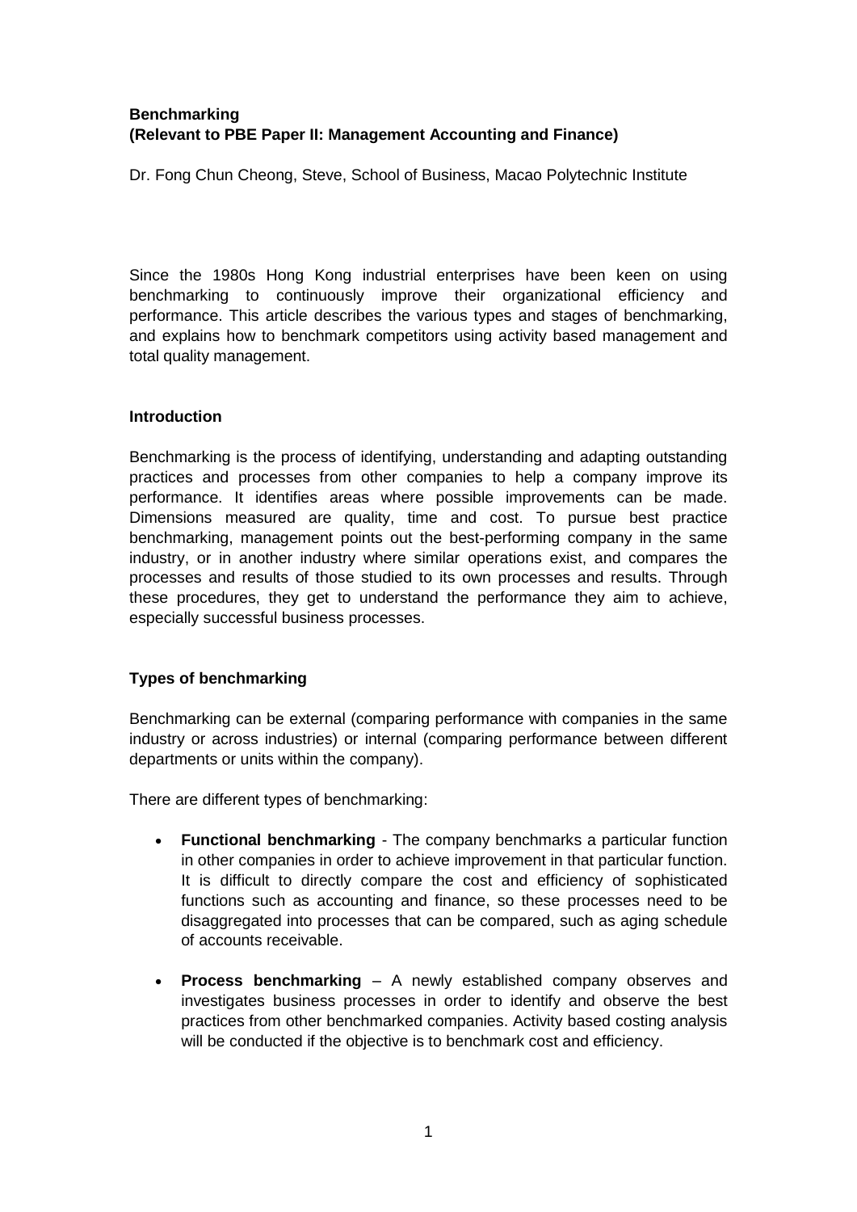**Benchmarking**
**(Relevant to PBE Paper II: Management Accounting and Finance)**

Dr. Fong Chun Cheong, Steve, School of Business, Macao Polytechnic Institute

Since the 1980s Hong Kong industrial enterprises have been keen on using benchmarking to continuously improve their organizational efficiency and performance. This article describes the various types and stages of benchmarking, and explains how to benchmark competitors using activity based management and total quality management.

## Introduction

Benchmarking is the process of identifying, understanding and adapting outstanding practices and processes from other companies to help a company improve its performance. It identifies areas where possible improvements can be made. Dimensions measured are quality, time and cost. To pursue best practice benchmarking, management points out the best-performing company in the same industry, or in another industry where similar operations exist, and compares the processes and results of those studied to its own processes and results. Through these procedures, they get to understand the performance they aim to achieve, especially successful business processes.

## Types of benchmarking

Benchmarking can be external (comparing performance with companies in the same industry or across industries) or internal (comparing performance between different departments or units within the company).

There are different types of benchmarking:

- **Functional benchmarking** - The company benchmarks a particular function in other companies in order to achieve improvement in that particular function. It is difficult to directly compare the cost and efficiency of sophisticated functions such as accounting and finance, so these processes need to be disaggregated into processes that can be compared, such as aging schedule of accounts receivable.
- **Process benchmarking** – A newly established company observes and investigates business processes in order to identify and observe the best practices from other benchmarked companies. Activity based costing analysis will be conducted if the objective is to benchmark cost and efficiency.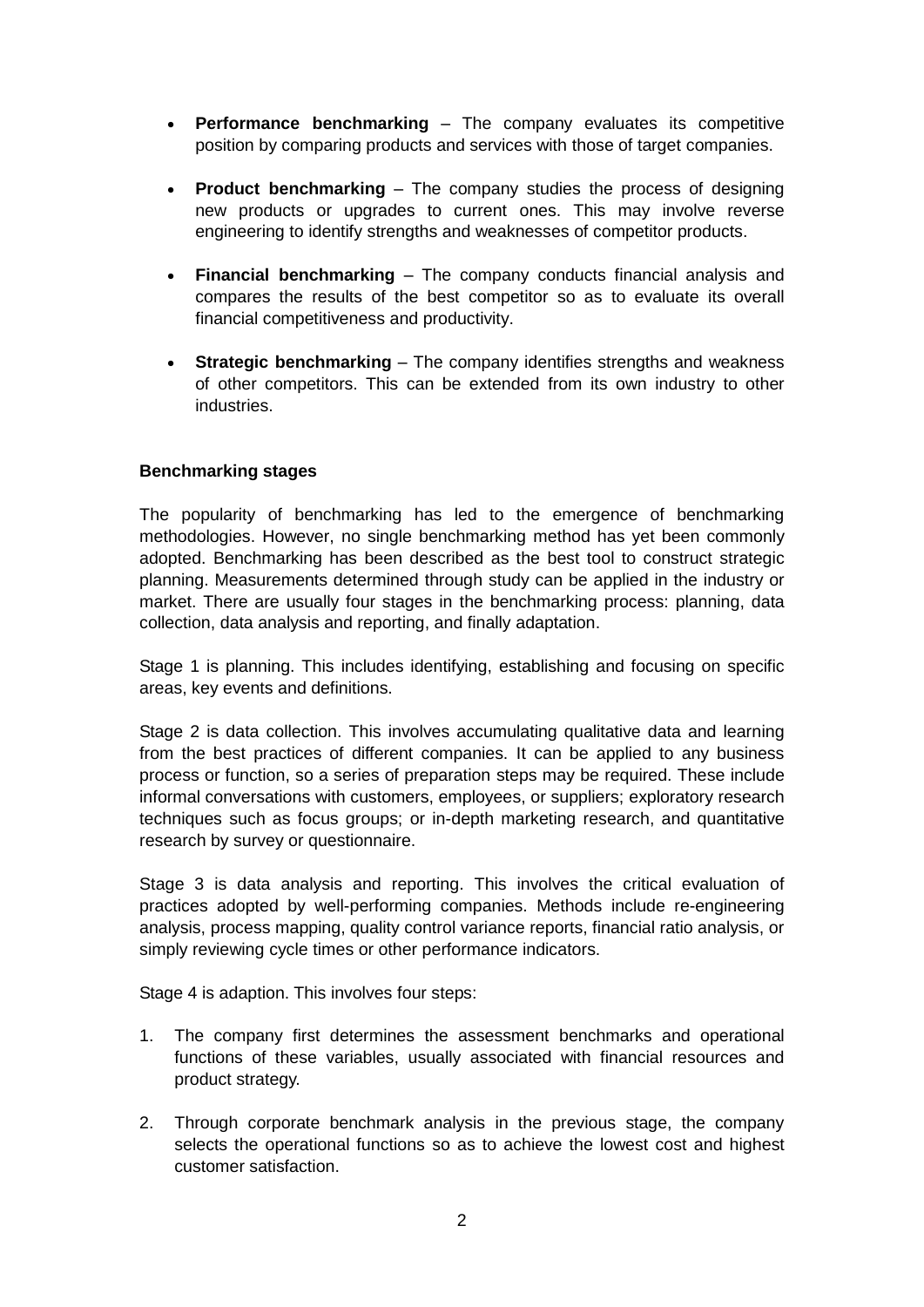- **Performance benchmarking** – The company evaluates its competitive position by comparing products and services with those of target companies.

- **Product benchmarking** – The company studies the process of designing new products or upgrades to current ones. This may involve reverse engineering to identify strengths and weaknesses of competitor products.

- **Financial benchmarking** – The company conducts financial analysis and compares the results of the best competitor so as to evaluate its overall financial competitiveness and productivity.

- **Strategic benchmarking** – The company identifies strengths and weakness of other competitors. This can be extended from its own industry to other industries.

**Benchmarking stages**

The popularity of benchmarking has led to the emergence of benchmarking methodologies. However, no single benchmarking method has yet been commonly adopted. Benchmarking has been described as the best tool to construct strategic planning. Measurements determined through study can be applied in the industry or market. There are usually four stages in the benchmarking process: planning, data collection, data analysis and reporting, and finally adaptation.

Stage 1 is planning. This includes identifying, establishing and focusing on specific areas, key events and definitions.

Stage 2 is data collection. This involves accumulating qualitative data and learning from the best practices of different companies. It can be applied to any business process or function, so a series of preparation steps may be required. These include informal conversations with customers, employees, or suppliers; exploratory research techniques such as focus groups; or in-depth marketing research, and quantitative research by survey or questionnaire.

Stage 3 is data analysis and reporting. This involves the critical evaluation of practices adopted by well-performing companies. Methods include re-engineering analysis, process mapping, quality control variance reports, financial ratio analysis, or simply reviewing cycle times or other performance indicators.

Stage 4 is adaption. This involves four steps:

1. The company first determines the assessment benchmarks and operational functions of these variables, usually associated with financial resources and product strategy.

2. Through corporate benchmark analysis in the previous stage, the company selects the operational functions so as to achieve the lowest cost and highest customer satisfaction.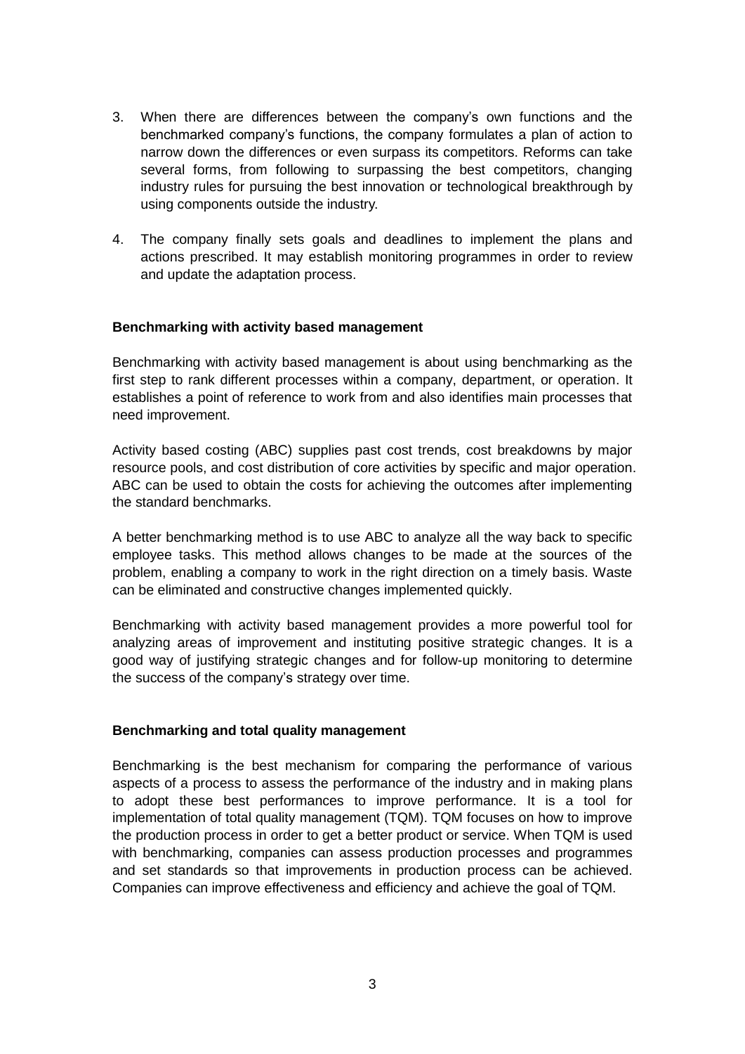3. When there are differences between the company's own functions and the benchmarked company's functions, the company formulates a plan of action to narrow down the differences or even surpass its competitors. Reforms can take several forms, from following to surpassing the best competitors, changing industry rules for pursuing the best innovation or technological breakthrough by using components outside the industry.

4. The company finally sets goals and deadlines to implement the plans and actions prescribed. It may establish monitoring programmes in order to review and update the adaptation process.

**Benchmarking with activity based management**

Benchmarking with activity based management is about using benchmarking as the first step to rank different processes within a company, department, or operation. It establishes a point of reference to work from and also identifies main processes that need improvement.

Activity based costing (ABC) supplies past cost trends, cost breakdowns by major resource pools, and cost distribution of core activities by specific and major operation. ABC can be used to obtain the costs for achieving the outcomes after implementing the standard benchmarks.

A better benchmarking method is to use ABC to analyze all the way back to specific employee tasks. This method allows changes to be made at the sources of the problem, enabling a company to work in the right direction on a timely basis. Waste can be eliminated and constructive changes implemented quickly.

Benchmarking with activity based management provides a more powerful tool for analyzing areas of improvement and instituting positive strategic changes. It is a good way of justifying strategic changes and for follow-up monitoring to determine the success of the company's strategy over time.

**Benchmarking and total quality management**

Benchmarking is the best mechanism for comparing the performance of various aspects of a process to assess the performance of the industry and in making plans to adopt these best performances to improve performance. It is a tool for implementation of total quality management (TQM). TQM focuses on how to improve the production process in order to get a better product or service. When TQM is used with benchmarking, companies can assess production processes and programmes and set standards so that improvements in production process can be achieved. Companies can improve effectiveness and efficiency and achieve the goal of TQM.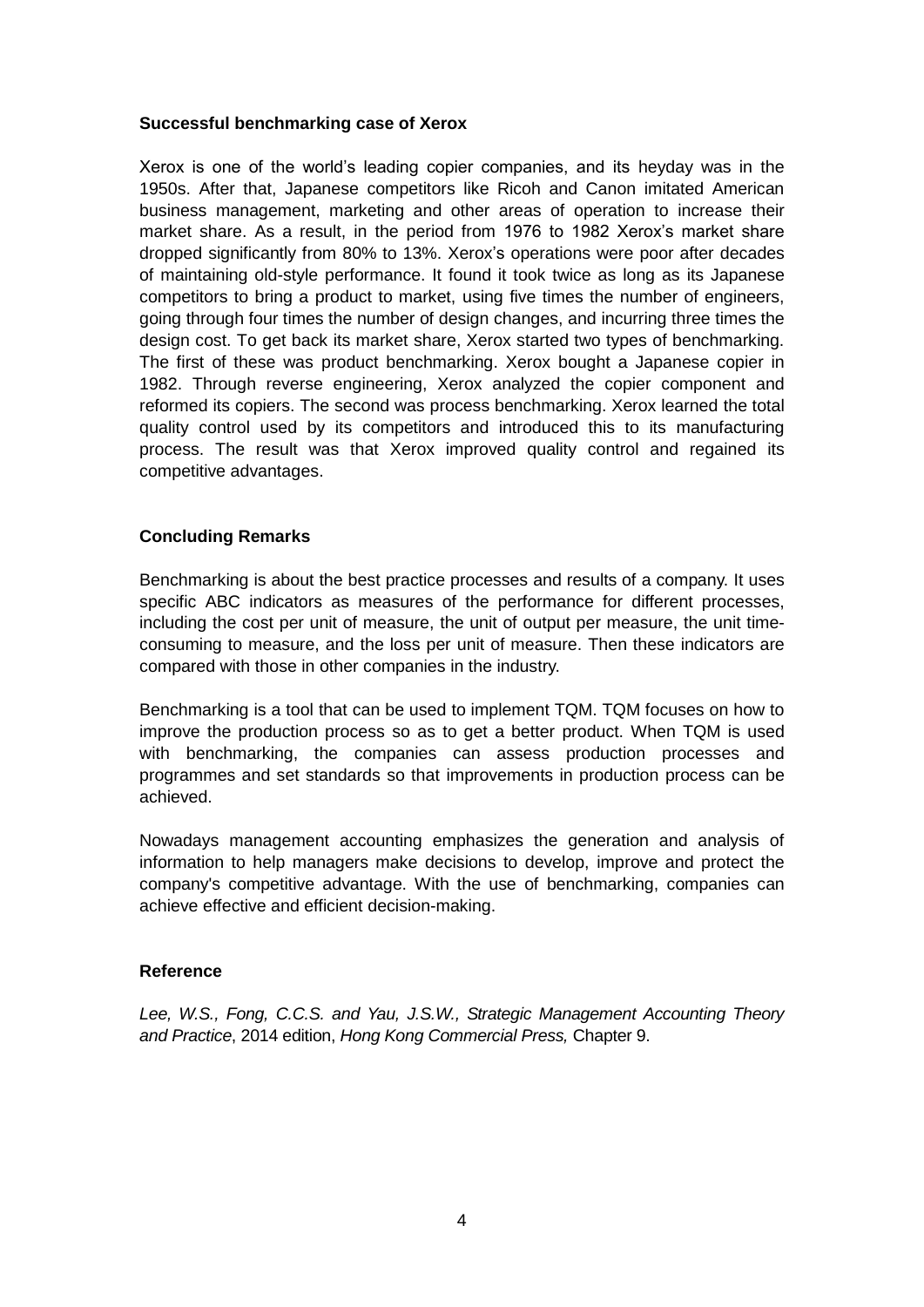**Successful benchmarking case of Xerox**

Xerox is one of the world's leading copier companies, and its heyday was in the 1950s. After that, Japanese competitors like Ricoh and Canon imitated American business management, marketing and other areas of operation to increase their market share. As a result, in the period from 1976 to 1982 Xerox's market share dropped significantly from 80% to 13%. Xerox's operations were poor after decades of maintaining old-style performance. It found it took twice as long as its Japanese competitors to bring a product to market, using five times the number of engineers, going through four times the number of design changes, and incurring three times the design cost. To get back its market share, Xerox started two types of benchmarking. The first of these was product benchmarking. Xerox bought a Japanese copier in 1982. Through reverse engineering, Xerox analyzed the copier component and reformed its copiers. The second was process benchmarking. Xerox learned the total quality control used by its competitors and introduced this to its manufacturing process. The result was that Xerox improved quality control and regained its competitive advantages.

**Concluding Remarks**

Benchmarking is about the best practice processes and results of a company. It uses specific ABC indicators as measures of the performance for different processes, including the cost per unit of measure, the unit of output per measure, the unit time-consuming to measure, and the loss per unit of measure. Then these indicators are compared with those in other companies in the industry.

Benchmarking is a tool that can be used to implement TQM. TQM focuses on how to improve the production process so as to get a better product. When TQM is used with benchmarking, the companies can assess production processes and programmes and set standards so that improvements in production process can be achieved.

Nowadays management accounting emphasizes the generation and analysis of information to help managers make decisions to develop, improve and protect the company's competitive advantage. With the use of benchmarking, companies can achieve effective and efficient decision-making.

**Reference**

*Lee, W.S., Fong, C.C.S. and Yau, J.S.W., Strategic Management Accounting Theory and Practice*, 2014 edition, *Hong Kong Commercial Press,* Chapter 9.